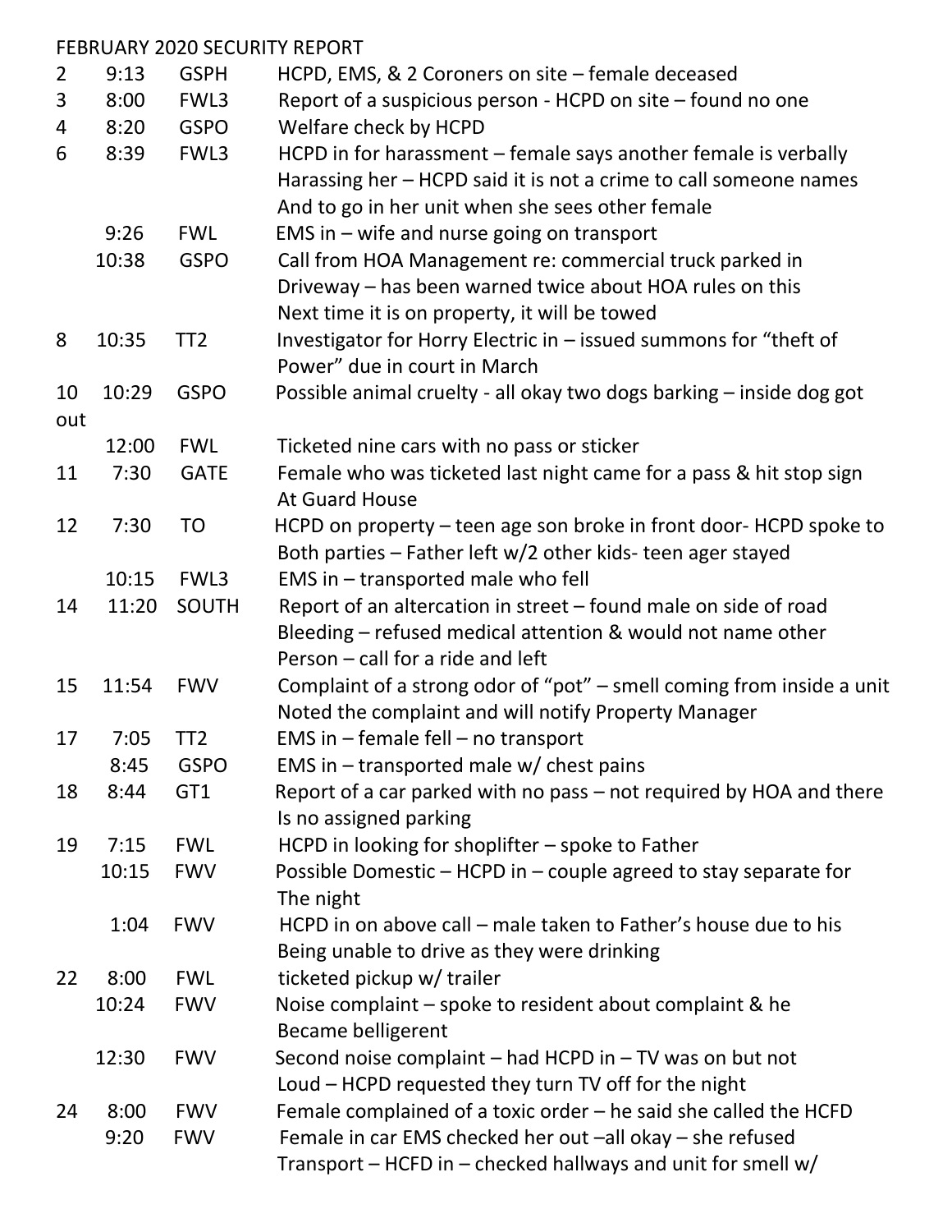FEBRUARY 2020 SECURITY REPORT

| Date | Time | Location | Description |
|---|---|---|---|
| 2 | 9:13 | GSPH | HCPD, EMS, & 2 Coroners on site – female deceased |
| 3 | 8:00 | FWL3 | Report of a suspicious person - HCPD on site – found no one |
| 4 | 8:20 | GSPO | Welfare check by HCPD |
| 6 | 8:39 | FWL3 | HCPD in for harassment – female says another female is verbally Harassing her – HCPD said it is not a crime to call someone names And to go in her unit when she sees other female |
| | 9:26 | FWL | EMS in – wife and nurse going on transport |
| | 10:38 | GSPO | Call from HOA Management re: commercial truck parked in Driveway – has been warned twice about HOA rules on this Next time it is on property, it will be towed |
| 8 | 10:35 | TT2 | Investigator for Horry Electric in – issued summons for "theft of Power" due in court in March |
| 10 | 10:29 | GSPO | Possible animal cruelty - all okay two dogs barking – inside dog got out |
| | 12:00 | FWL | Ticketed nine cars with no pass or sticker |
| 11 | 7:30 | GATE | Female who was ticketed last night came for a pass & hit stop sign At Guard House |
| 12 | 7:30 | TO | HCPD on property – teen age son broke in front door- HCPD spoke to Both parties – Father left w/2 other kids- teen ager stayed |
| | 10:15 | FWL3 | EMS in – transported male who fell |
| 14 | 11:20 | SOUTH | Report of an altercation in street – found male on side of road Bleeding – refused medical attention & would not name other Person – call for a ride and left |
| 15 | 11:54 | FWV | Complaint of a strong odor of "pot" – smell coming from inside a unit Noted the complaint and will notify Property Manager |
| 17 | 7:05 | TT2 | EMS in – female fell – no transport |
| | 8:45 | GSPO | EMS in – transported male w/ chest pains |
| 18 | 8:44 | GT1 | Report of a car parked with no pass – not required by HOA and there Is no assigned parking |
| 19 | 7:15 | FWL | HCPD in looking for shoplifter – spoke to Father |
| | 10:15 | FWV | Possible Domestic – HCPD in – couple agreed to stay separate for The night |
| | 1:04 | FWV | HCPD in on above call – male taken to Father's house due to his Being unable to drive as they were drinking |
| 22 | 8:00 | FWL | ticketed pickup w/ trailer |
| | 10:24 | FWV | Noise complaint – spoke to resident about complaint & he Became belligerent |
| | 12:30 | FWV | Second noise complaint – had HCPD in – TV was on but not Loud – HCPD requested they turn TV off for the night |
| 24 | 8:00 | FWV | Female complained of a toxic order – he said she called the HCFD |
| | 9:20 | FWV | Female in car EMS checked her out –all okay – she refused Transport – HCFD in – checked hallways and unit for smell w/ |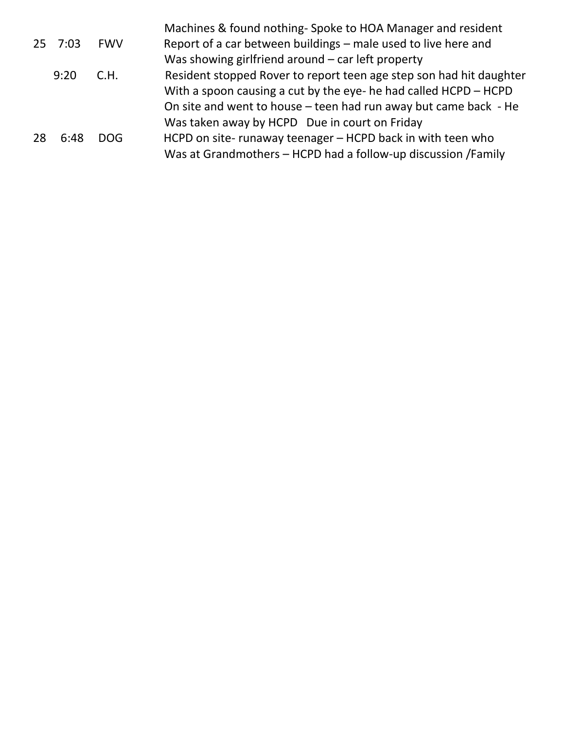| | | | |
|---|---|---|---|
| | | | Machines & found nothing- Spoke to HOA Manager and resident |
| 25 | 7:03 | FWV | Report of a car between buildings – male used to live here and Was showing girlfriend around – car left property |
| | 9:20 | C.H. | Resident stopped Rover to report teen age step son had hit daughter With a spoon causing a cut by the eye- he had called HCPD – HCPD On site and went to house – teen had run away but came back - He Was taken away by HCPD Due in court on Friday |
| 28 | 6:48 | DOG | HCPD on site- runaway teenager – HCPD back in with teen who Was at Grandmothers – HCPD had a follow-up discussion /Family |